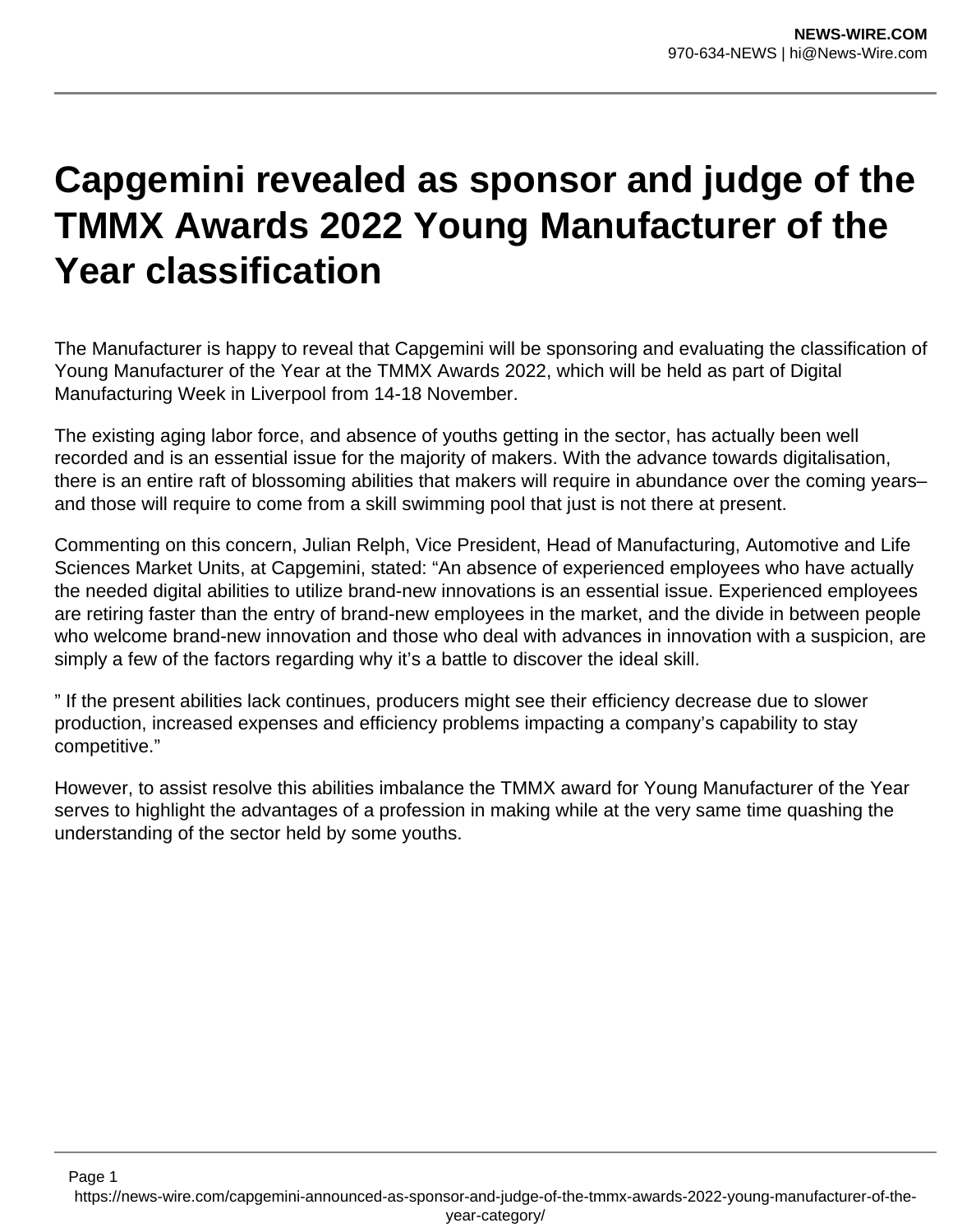# Capgemini revealed as sponsor and judge of the TMMX Awards 2022 Young Manufacturer of the Year classification

The Manufacturer is happy to reveal that Capgemini will be sponsoring and evaluating the classification of Young Manufacturer of the Year at the TMMX Awards 2022, which will be held as part of Digital Manufacturing Week in Liverpool from 14-18 November.

The existing aging labor force, and absence of youths getting in the sector, has actually been well recorded and is an essential issue for the majority of makers. With the advance towards digitalisation, there is an entire raft of blossoming abilities that makers will require in abundance over the coming years– and those will require to come from a skill swimming pool that just is not there at present.

Commenting on this concern, Julian Relph, Vice President, Head of Manufacturing, Automotive and Life Sciences Market Units, at Capgemini, stated: "An absence of experienced employees who have actually the needed digital abilities to utilize brand-new innovations is an essential issue. Experienced employees are retiring faster than the entry of brand-new employees in the market, and the divide in between people who welcome brand-new innovation and those who deal with advances in innovation with a suspicion, are simply a few of the factors regarding why it's a battle to discover the ideal skill.

" If the present abilities lack continues, producers might see their efficiency decrease due to slower production, increased expenses and efficiency problems impacting a company's capability to stay competitive."

However, to assist resolve this abilities imbalance the TMMX award for Young Manufacturer of the Year serves to highlight the advantages of a profession in making while at the very same time quashing the understanding of the sector held by some youths.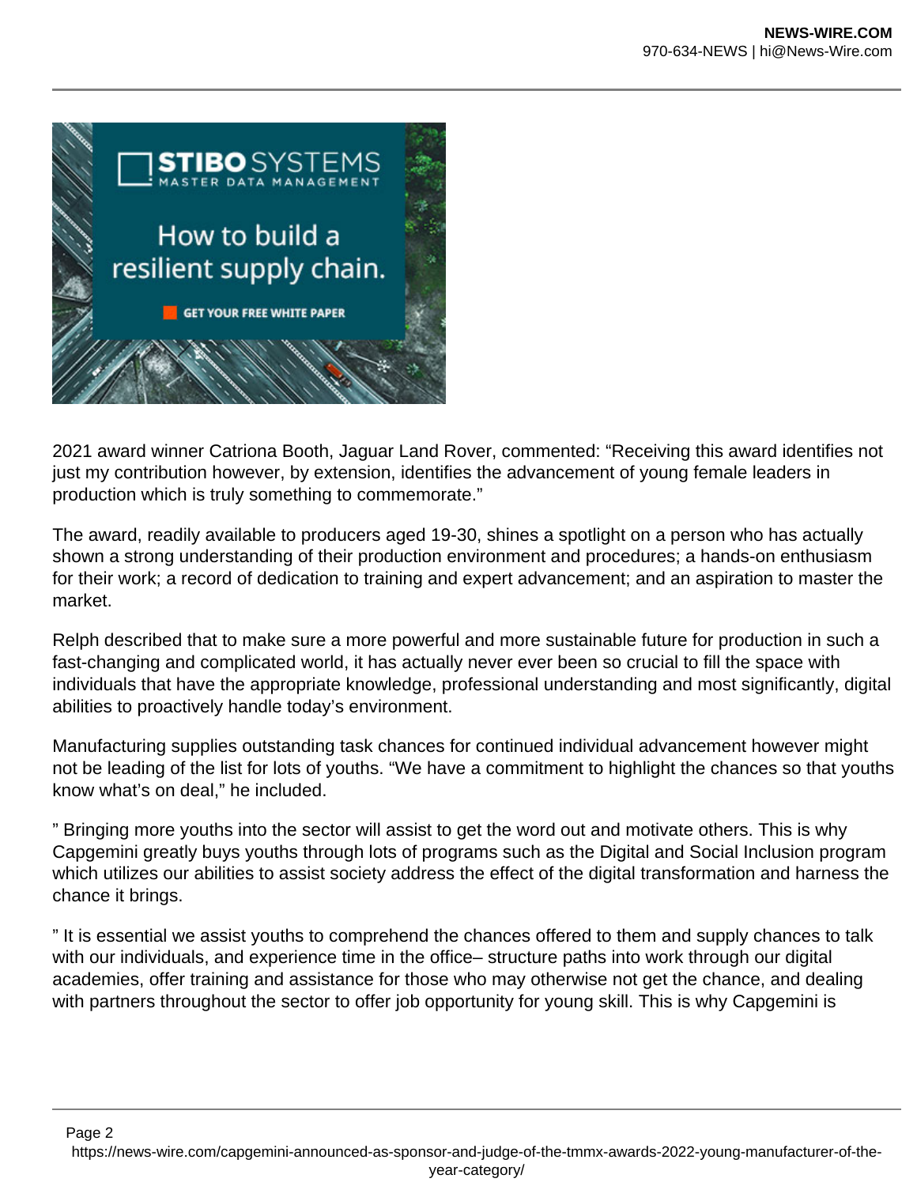2021 award winner Catriona Booth, Jaguar Land Rover, commented: “Receiving this award identifies not just my contribution however, by extension, identifies the advancement of young female leaders in production which is truly something to commemorate.”

The award, readily available to producers aged 19-30, shines a spotlight on a person who has actually shown a strong understanding of their production environment and procedures; a hands-on enthusiasm for their work; a record of dedication to training and expert advancement; and an aspiration to master the market.

Relph described that to make sure a more powerful and more sustainable future for production in such a fast-changing and complicated world, it has actually never ever been so crucial to fill the space with individuals that have the appropriate knowledge, professional understanding and most significantly, digital abilities to proactively handle today’s environment.

Manufacturing supplies outstanding task chances for continued individual advancement however might not be leading of the list for lots of youths. “We have a commitment to highlight the chances so that youths know what’s on deal,” he included.

” Bringing more youths into the sector will assist to get the word out and motivate others. This is why Capgemini greatly buys youths through lots of programs such as the Digital and Social Inclusion program which utilizes our abilities to assist society address the effect of the digital transformation and harness the chance it brings.

” It is essential we assist youths to comprehend the chances offered to them and supply chances to talk with our individuals, and experience time in the office– structure paths into work through our digital academies, offer training and assistance for those who may otherwise not get the chance, and dealing with partners throughout the sector to offer job opportunity for young skill. This is why Capgemini is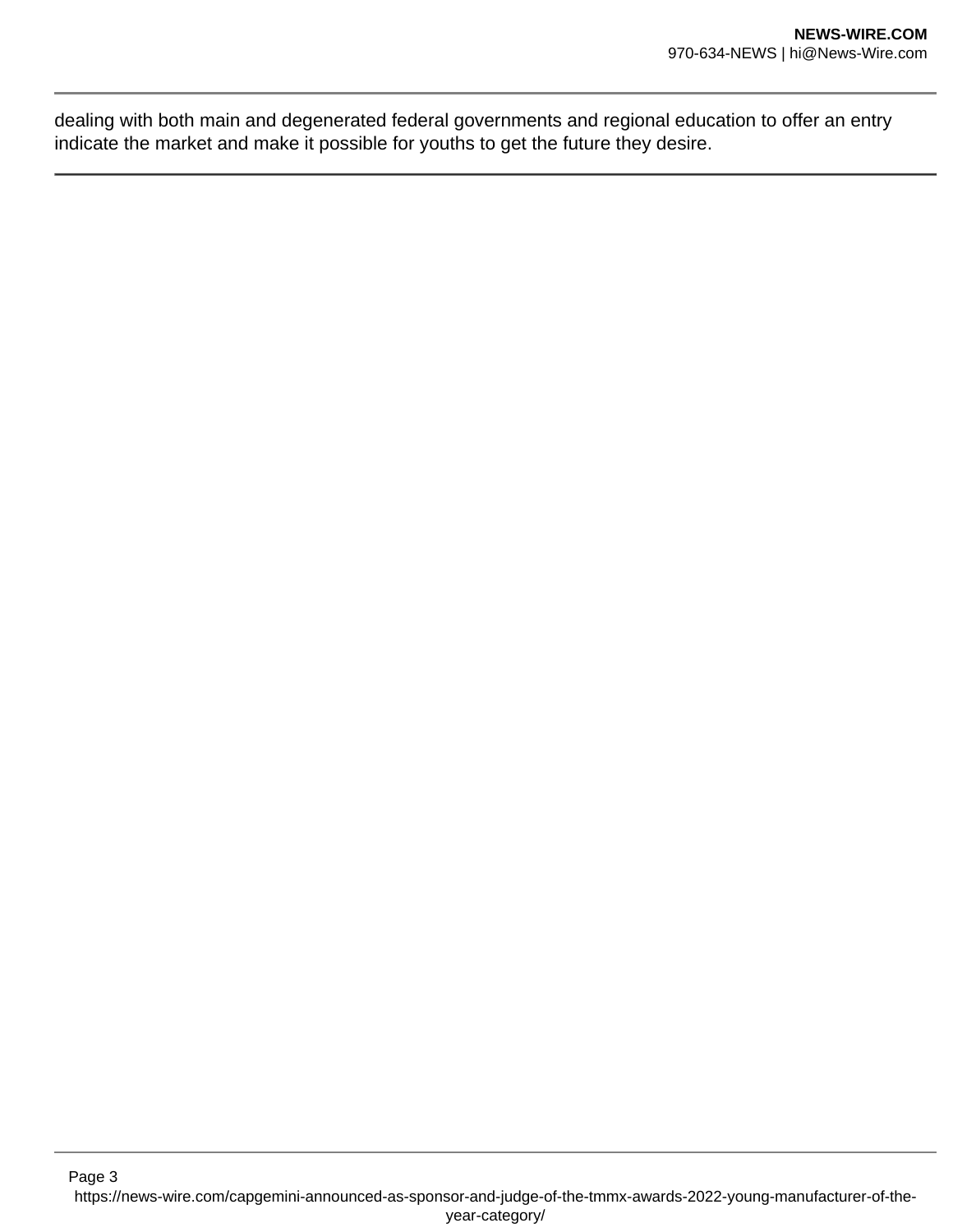dealing with both main and degenerated federal governments and regional education to offer an entry indicate the market and make it possible for youths to get the future they desire.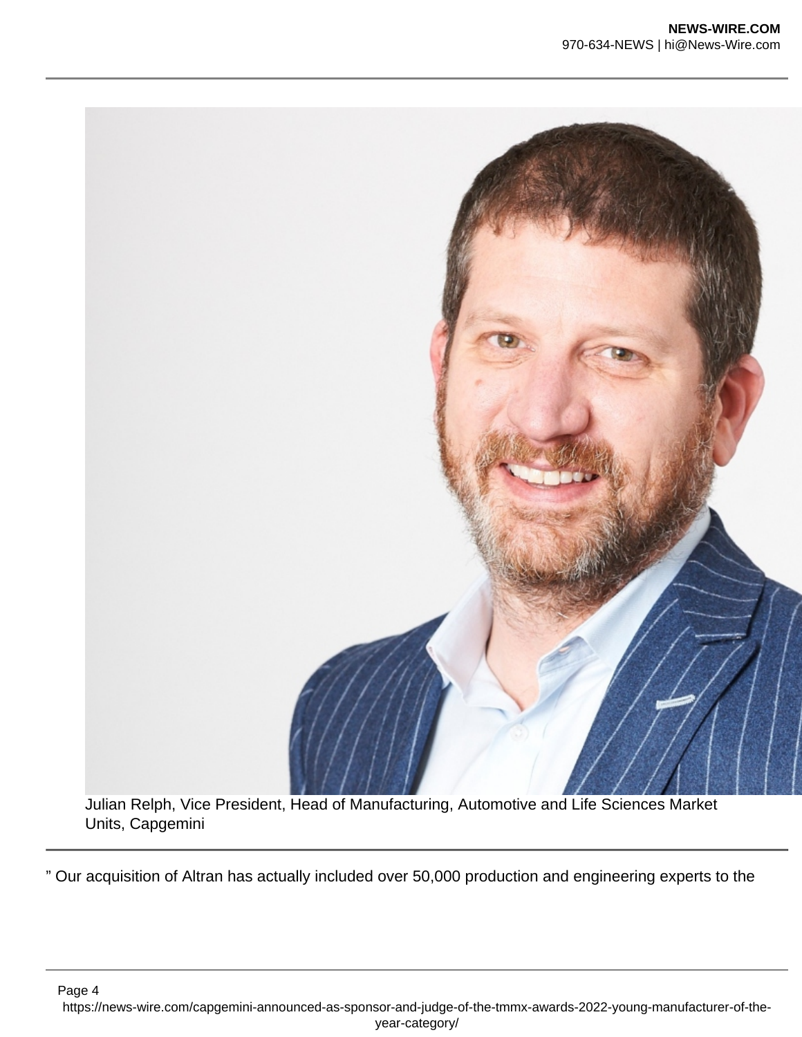Julian Relph, Vice President, Head of Manufacturing, Automotive and Life Sciences Market Units, Capgemini

” Our acquisition of Altran has actually included over 50,000 production and engineering experts to the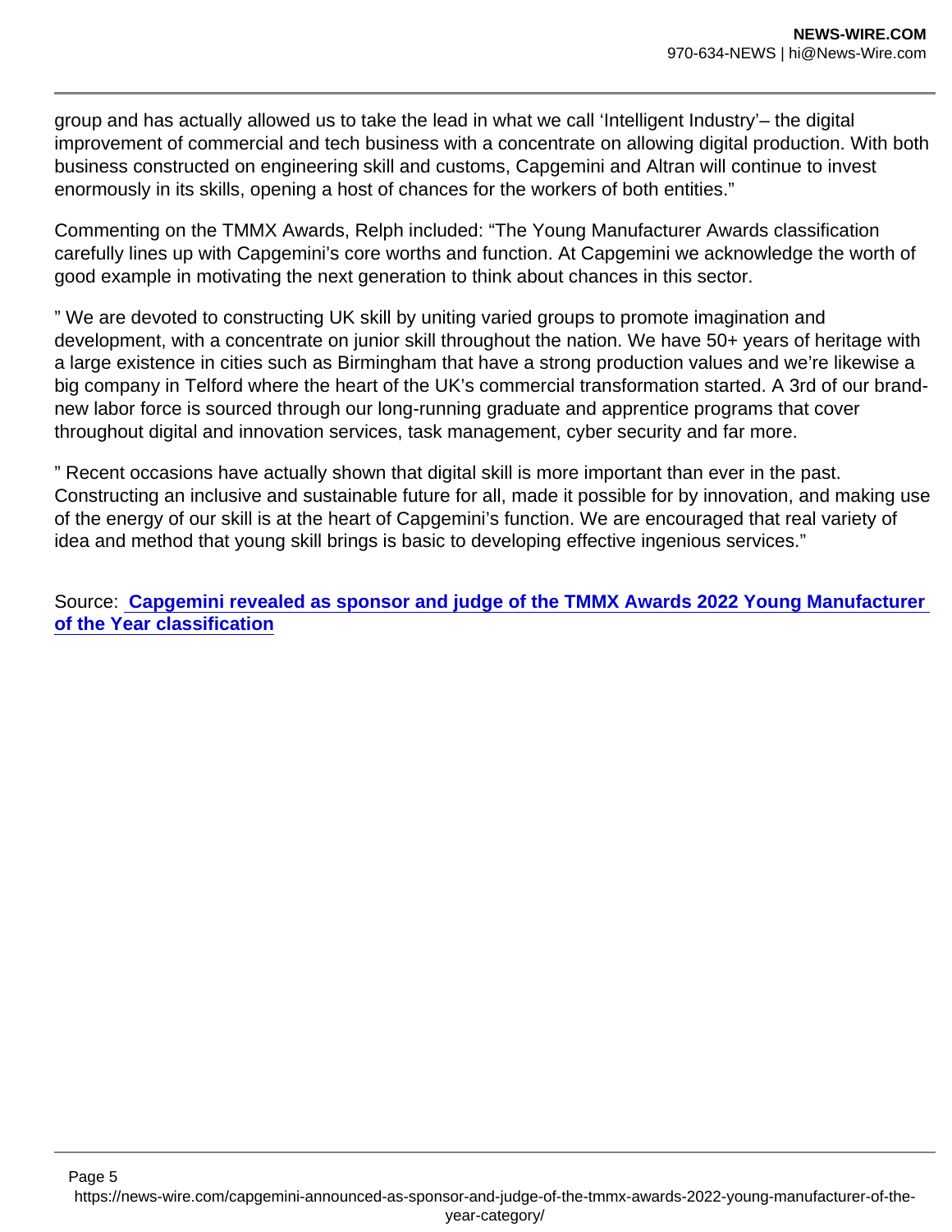group and has actually allowed us to take the lead in what we call 'Intelligent Industry'– the digital improvement of commercial and tech business with a concentrate on allowing digital production. With both business constructed on engineering skill and customs, Capgemini and Altran will continue to invest enormously in its skills, opening a host of chances for the workers of both entities."

Commenting on the TMMX Awards, Relph included: "The Young Manufacturer Awards classification carefully lines up with Capgemini's core worths and function. At Capgemini we acknowledge the worth of good example in motivating the next generation to think about chances in this sector.

" We are devoted to constructing UK skill by uniting varied groups to promote imagination and development, with a concentrate on junior skill throughout the nation. We have 50+ years of heritage with a large existence in cities such as Birmingham that have a strong production values and we're likewise a big company in Telford where the heart of the UK's commercial transformation started. A 3rd of our brand-new labor force is sourced through our long-running graduate and apprentice programs that cover throughout digital and innovation services, task management, cyber security and far more.

" Recent occasions have actually shown that digital skill is more important than ever in the past. Constructing an inclusive and sustainable future for all, made it possible for by innovation, and making use of the energy of our skill is at the heart of Capgemini's function. We are encouraged that real variety of idea and method that young skill brings is basic to developing effective ingenious services."

Source: [Capgemini revealed as sponsor and judge of the TMMX Awards 2022 Young Manufacturer of the Year classification](https://news-wire.com/capgemini-announced-as-sponsor-and-judge-of-the-tmmx-awards-2022-young-manufacturer-of-the-year-category/)